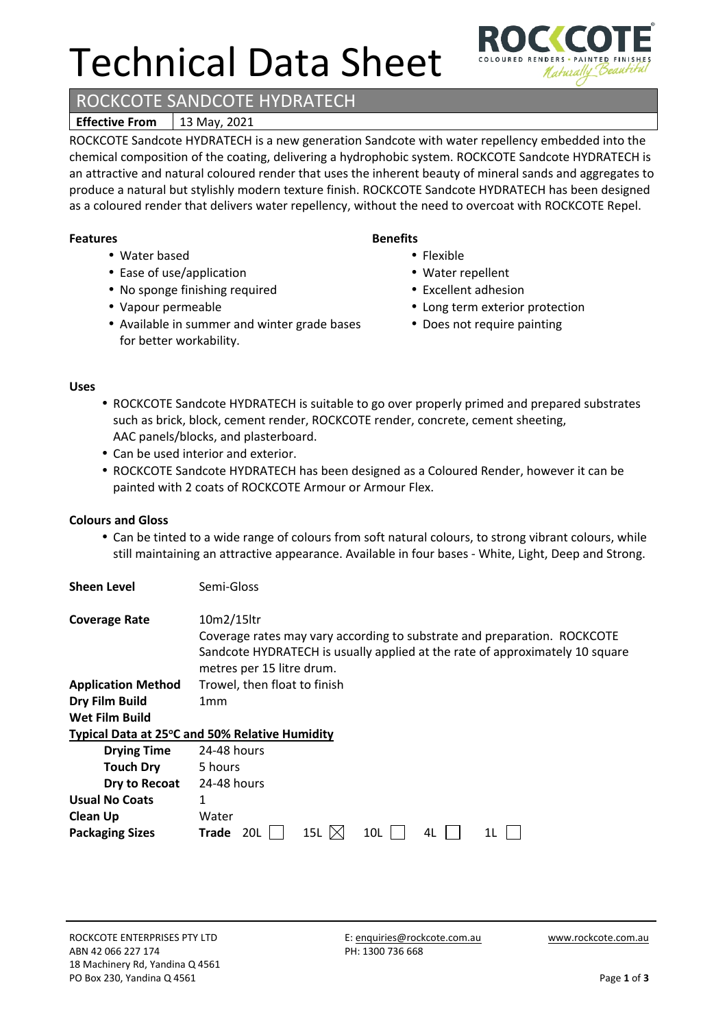# Technical Data Sheet

## ROCKCOTE SANDCOTE HYDRATECH

| **Effective From** | 13 May, 2021 |
|---|---|

ROCKCOTE Sandcote HYDRATECH is a new generation Sandcote with water repellency embedded into the chemical composition of the coating, delivering a hydrophobic system. ROCKCOTE Sandcote HYDRATECH is an attractive and natural coloured render that uses the inherent beauty of mineral sands and aggregates to produce a natural but stylishly modern texture finish. ROCKCOTE Sandcote HYDRATECH has been designed as a coloured render that delivers water repellency, without the need to overcoat with ROCKCOTE Repel.

**Features**

- Water based
- Ease of use/application
- No sponge finishing required
- Vapour permeable
- Available in summer and winter grade bases for better workability.

**Benefits**

- Flexible
- Water repellent
- Excellent adhesion
- Long term exterior protection
- Does not require painting

**Uses**

- ROCKCOTE Sandcote HYDRATECH is suitable to go over properly primed and prepared substrates such as brick, block, cement render, ROCKCOTE render, concrete, cement sheeting, AAC panels/blocks, and plasterboard.
- Can be used interior and exterior.
- ROCKCOTE Sandcote HYDRATECH has been designed as a Coloured Render, however it can be painted with 2 coats of ROCKCOTE Armour or Armour Flex.

**Colours and Gloss**

- Can be tinted to a wide range of colours from soft natural colours, to strong vibrant colours, while still maintaining an attractive appearance. Available in four bases - White, Light, Deep and Strong.

**Sheen Level** Semi-Gloss

**Coverage Rate** 10m2/15ltr
Coverage rates may vary according to substrate and preparation. ROCKCOTE Sandcote HYDRATECH is usually applied at the rate of approximately 10 square metres per 15 litre drum.

**Application Method** Trowel, then float to finish

**Dry Film Build** 1mm

**Wet Film Build**

**Typical Data at 25°C and 50% Relative Humidity**

| | |
|---|---|
| **Drying Time** | 24-48 hours |
| **Touch Dry** | 5 hours |
| **Dry to Recoat** | 24-48 hours |
| **Usual No Coats** | 1 |
| **Clean Up** | Water |
| **Packaging Sizes** | **Trade** 20L ☐ 15L ☒ 10L ☐ 4L ☐ 1L ☐ |

ROCKCOTE ENTERPRISES PTY LTD
ABN 42 066 227 174
18 Machinery Rd, Yandina Q 4561
PO Box 230, Yandina Q 4561

E: enquiries@rockcote.com.au
PH: 1300 736 668

www.rockcote.com.au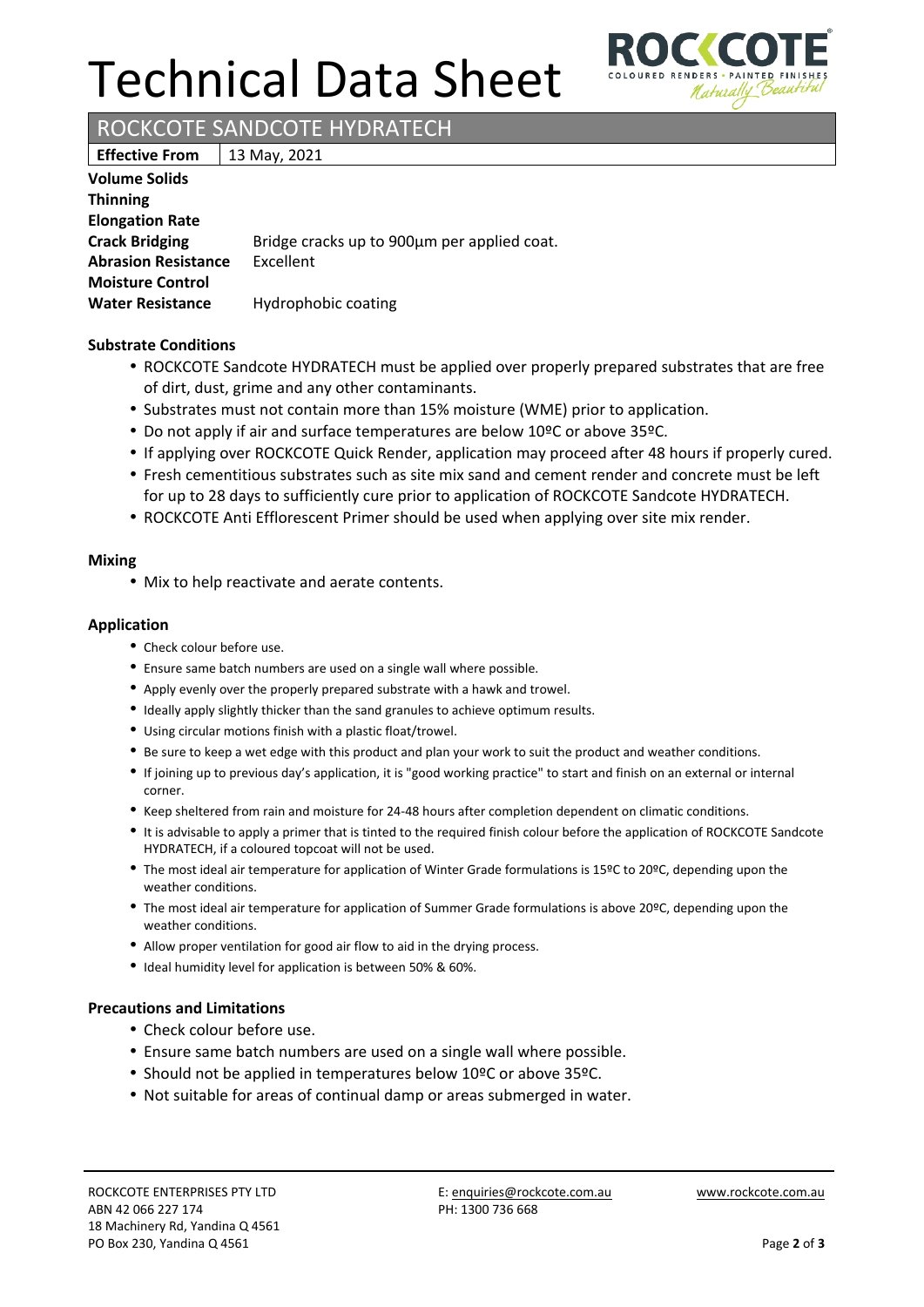# Technical Data Sheet

## ROCKCOTE SANDCOTE HYDRATECH

| **Effective From** | 13 May, 2021 |
|---|---|

| | |
|---|---|
| **Volume Solids** | |
| **Thinning** | |
| **Elongation Rate** | |
| **Crack Bridging** | Bridge cracks up to 900µm per applied coat. |
| **Abrasion Resistance** | Excellent |
| **Moisture Control** | |
| **Water Resistance** | Hydrophobic coating |

### Substrate Conditions

- ROCKCOTE Sandcote HYDRATECH must be applied over properly prepared substrates that are free of dirt, dust, grime and any other contaminants.
- Substrates must not contain more than 15% moisture (WME) prior to application.
- Do not apply if air and surface temperatures are below 10ºC or above 35ºC.
- If applying over ROCKCOTE Quick Render, application may proceed after 48 hours if properly cured.
- Fresh cementitious substrates such as site mix sand and cement render and concrete must be left for up to 28 days to sufficiently cure prior to application of ROCKCOTE Sandcote HYDRATECH.
- ROCKCOTE Anti Efflorescent Primer should be used when applying over site mix render.

### Mixing

- Mix to help reactivate and aerate contents.

### Application

- Check colour before use.
- Ensure same batch numbers are used on a single wall where possible.
- Apply evenly over the properly prepared substrate with a hawk and trowel.
- Ideally apply slightly thicker than the sand granules to achieve optimum results.
- Using circular motions finish with a plastic float/trowel.
- Be sure to keep a wet edge with this product and plan your work to suit the product and weather conditions.
- If joining up to previous day's application, it is "good working practice" to start and finish on an external or internal corner.
- Keep sheltered from rain and moisture for 24-48 hours after completion dependent on climatic conditions.
- It is advisable to apply a primer that is tinted to the required finish colour before the application of ROCKCOTE Sandcote HYDRATECH, if a coloured topcoat will not be used.
- The most ideal air temperature for application of Winter Grade formulations is 15ºC to 20ºC, depending upon the weather conditions.
- The most ideal air temperature for application of Summer Grade formulations is above 20ºC, depending upon the weather conditions.
- Allow proper ventilation for good air flow to aid in the drying process.
- Ideal humidity level for application is between 50% & 60%.

### Precautions and Limitations

- Check colour before use.
- Ensure same batch numbers are used on a single wall where possible.
- Should not be applied in temperatures below 10ºC or above 35ºC.
- Not suitable for areas of continual damp or areas submerged in water.

ROCKCOTE ENTERPRISES PTY LTD
ABN 42 066 227 174
18 Machinery Rd, Yandina Q 4561
PO Box 230, Yandina Q 4561

E: enquiries@rockcote.com.au
PH: 1300 736 668

www.rockcote.com.au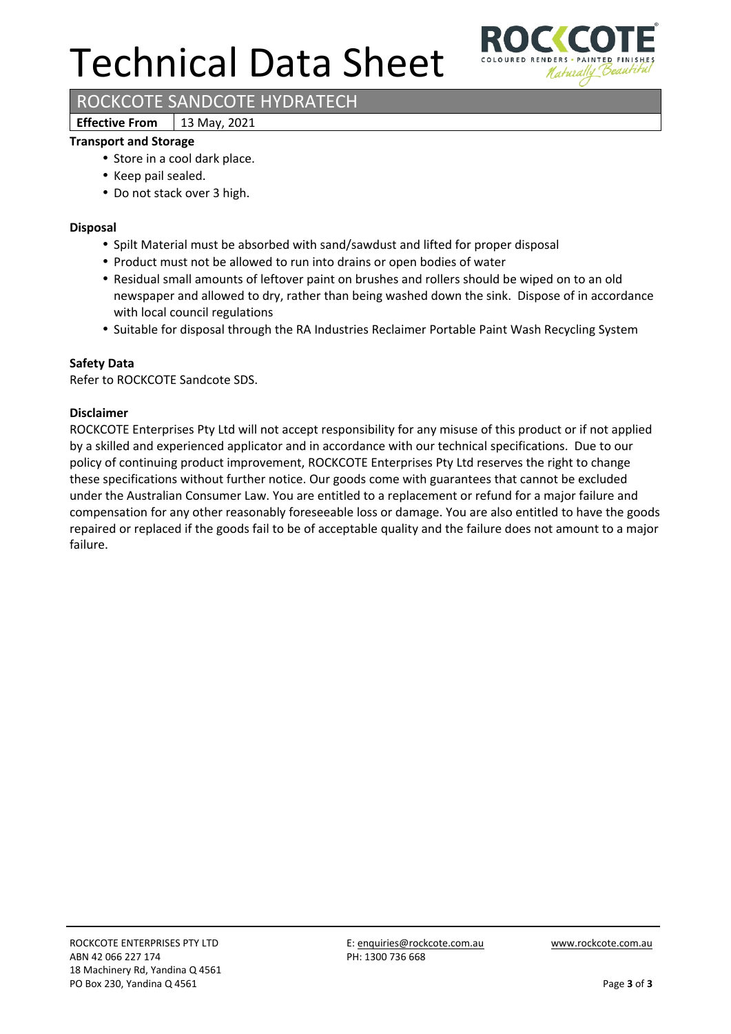# Technical Data Sheet

## ROCKCOTE SANDCOTE HYDRATECH

| **Effective From** | 13 May, 2021 |
|---|---|

**Transport and Storage**

- Store in a cool dark place.
- Keep pail sealed.
- Do not stack over 3 high.

**Disposal**

- Spilt Material must be absorbed with sand/sawdust and lifted for proper disposal
- Product must not be allowed to run into drains or open bodies of water
- Residual small amounts of leftover paint on brushes and rollers should be wiped on to an old newspaper and allowed to dry, rather than being washed down the sink. Dispose of in accordance with local council regulations
- Suitable for disposal through the RA Industries Reclaimer Portable Paint Wash Recycling System

**Safety Data**

Refer to ROCKCOTE Sandcote SDS.

**Disclaimer**

ROCKCOTE Enterprises Pty Ltd will not accept responsibility for any misuse of this product or if not applied by a skilled and experienced applicator and in accordance with our technical specifications. Due to our policy of continuing product improvement, ROCKCOTE Enterprises Pty Ltd reserves the right to change these specifications without further notice. Our goods come with guarantees that cannot be excluded under the Australian Consumer Law. You are entitled to a replacement or refund for a major failure and compensation for any other reasonably foreseeable loss or damage. You are also entitled to have the goods repaired or replaced if the goods fail to be of acceptable quality and the failure does not amount to a major failure.

ROCKCOTE ENTERPRISES PTY LTD
ABN 42 066 227 174
18 Machinery Rd, Yandina Q 4561
PO Box 230, Yandina Q 4561

E: enquiries@rockcote.com.au
PH: 1300 736 668

www.rockcote.com.au